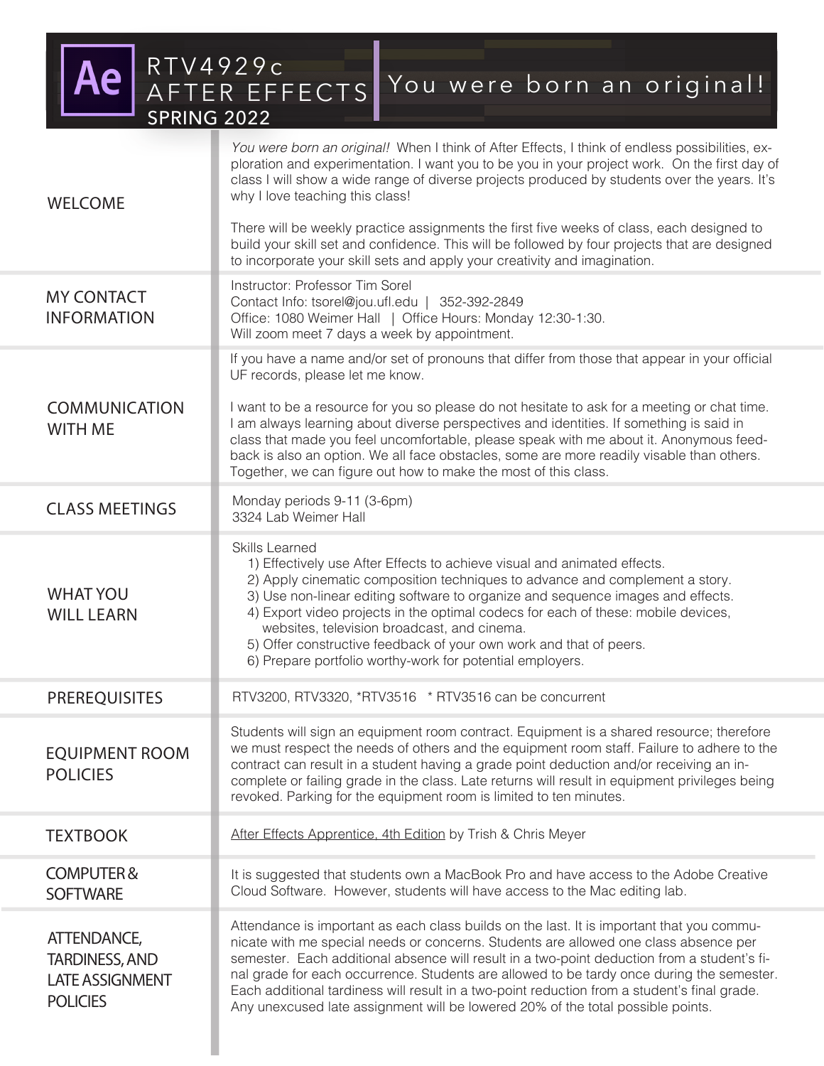# RTV4929c AFTER EFFECTS

## SPRING 2022

## You were born an original!

## WELCOME

*You were born an original!* When I think of After Effects, I think of endless possibilities, exploration and experimentation. I want you to be you in your project work. On the first day of class I will show a wide range of diverse projects produced by students over the years. It's why I love teaching this class!

There will be weekly practice assignments the first five weeks of class, each designed to build your skill set and confidence. This will be followed by four projects that are designed to incorporate your skill sets and apply your creativity and imagination.

## MY CONTACT INFORMATION

Instructor: Professor Tim Sorel
Contact Info: tsorel@jou.ufl.edu | 352-392-2849
Office: 1080 Weimer Hall | Office Hours: Monday 12:30-1:30.
Will zoom meet 7 days a week by appointment.

## COMMUNICATION WITH ME

If you have a name and/or set of pronouns that differ from those that appear in your official UF records, please let me know.

I want to be a resource for you so please do not hesitate to ask for a meeting or chat time. I am always learning about diverse perspectives and identities. If something is said in class that made you feel uncomfortable, please speak with me about it. Anonymous feedback is also an option. We all face obstacles, some are more readily visable than others. Together, we can figure out how to make the most of this class.

## CLASS MEETINGS

Monday periods 9-11 (3-6pm)
3324 Lab Weimer Hall

## WHAT YOU WILL LEARN

Skills Learned

1) Effectively use After Effects to achieve visual and animated effects.
2) Apply cinematic composition techniques to advance and complement a story.
3) Use non-linear editing software to organize and sequence images and effects.
4) Export video projects in the optimal codecs for each of these: mobile devices, websites, television broadcast, and cinema.
5) Offer constructive feedback of your own work and that of peers.
6) Prepare portfolio worthy-work for potential employers.

## PREREQUISITES

RTV3200, RTV3320, *RTV3516 * RTV3516 can be concurrent

## EQUIPMENT ROOM POLICIES

Students will sign an equipment room contract. Equipment is a shared resource; therefore we must respect the needs of others and the equipment room staff. Failure to adhere to the contract can result in a student having a grade point deduction and/or receiving an incomplete or failing grade in the class. Late returns will result in equipment privileges being revoked. Parking for the equipment room is limited to ten minutes.

## TEXTBOOK

After Effects Apprentice, 4th Edition by Trish & Chris Meyer

## COMPUTER & SOFTWARE

It is suggested that students own a MacBook Pro and have access to the Adobe Creative Cloud Software. However, students will have access to the Mac editing lab.

## ATTENDANCE, TARDINESS, AND LATE ASSIGNMENT POLICIES

Attendance is important as each class builds on the last. It is important that you communicate with me special needs or concerns. Students are allowed one class absence per semester. Each additional absence will result in a two-point deduction from a student's final grade for each occurrence. Students are allowed to be tardy once during the semester. Each additional tardiness will result in a two-point reduction from a student's final grade. Any unexcused late assignment will be lowered 20% of the total possible points.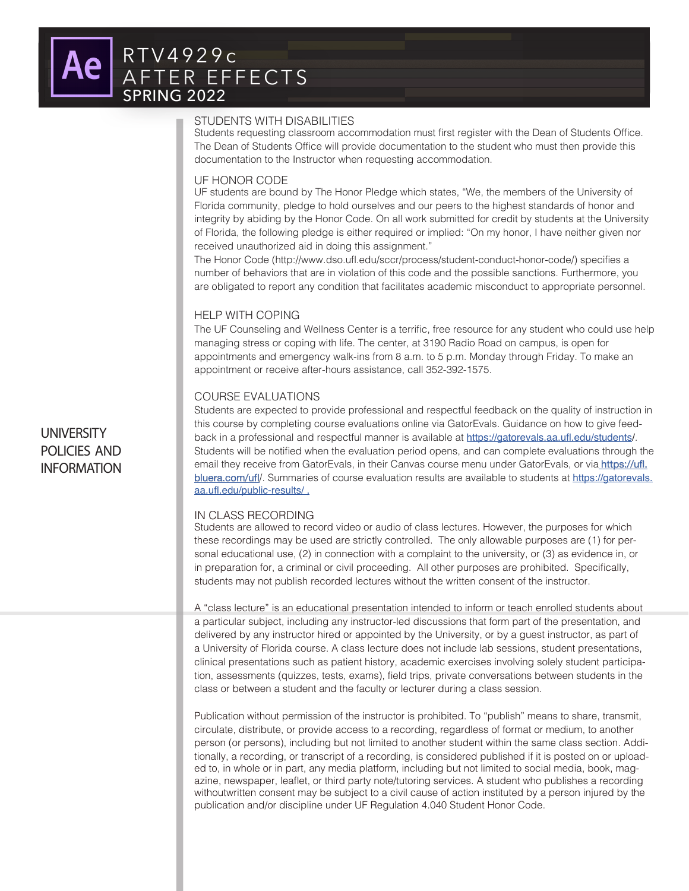## UNIVERSITY POLICIES AND INFORMATION

### STUDENTS WITH DISABILITIES

Students requesting classroom accommodation must first register with the Dean of Students Office. The Dean of Students Office will provide documentation to the student who must then provide this documentation to the Instructor when requesting accommodation.

### UF HONOR CODE

UF students are bound by The Honor Pledge which states, "We, the members of the University of Florida community, pledge to hold ourselves and our peers to the highest standards of honor and integrity by abiding by the Honor Code. On all work submitted for credit by students at the University of Florida, the following pledge is either required or implied: "On my honor, I have neither given nor received unauthorized aid in doing this assignment."

The Honor Code (http://www.dso.ufl.edu/sccr/process/student-conduct-honor-code/) specifies a number of behaviors that are in violation of this code and the possible sanctions. Furthermore, you are obligated to report any condition that facilitates academic misconduct to appropriate personnel.

### HELP WITH COPING

The UF Counseling and Wellness Center is a terrific, free resource for any student who could use help managing stress or coping with life. The center, at 3190 Radio Road on campus, is open for appointments and emergency walk-ins from 8 a.m. to 5 p.m. Monday through Friday. To make an appointment or receive after-hours assistance, call 352-392-1575.

### COURSE EVALUATIONS

Students are expected to provide professional and respectful feedback on the quality of instruction in this course by completing course evaluations online via GatorEvals. Guidance on how to give feedback in a professional and respectful manner is available at https://gatorevals.aa.ufl.edu/students/. Students will be notified when the evaluation period opens, and can complete evaluations through the email they receive from GatorEvals, in their Canvas course menu under GatorEvals, or via https://ufl.bluera.com/ufl/. Summaries of course evaluation results are available to students at https://gatorevals.aa.ufl.edu/public-results/ .

### IN CLASS RECORDING

Students are allowed to record video or audio of class lectures. However, the purposes for which these recordings may be used are strictly controlled. The only allowable purposes are (1) for personal educational use, (2) in connection with a complaint to the university, or (3) as evidence in, or in preparation for, a criminal or civil proceeding. All other purposes are prohibited. Specifically, students may not publish recorded lectures without the written consent of the instructor.

A "class lecture" is an educational presentation intended to inform or teach enrolled students about a particular subject, including any instructor-led discussions that form part of the presentation, and delivered by any instructor hired or appointed by the University, or by a guest instructor, as part of a University of Florida course. A class lecture does not include lab sessions, student presentations, clinical presentations such as patient history, academic exercises involving solely student participation, assessments (quizzes, tests, exams), field trips, private conversations between students in the class or between a student and the faculty or lecturer during a class session.

Publication without permission of the instructor is prohibited. To "publish" means to share, transmit, circulate, distribute, or provide access to a recording, regardless of format or medium, to another person (or persons), including but not limited to another student within the same class section. Additionally, a recording, or transcript of a recording, is considered published if it is posted on or uploaded to, in whole or in part, any media platform, including but not limited to social media, book, magazine, newspaper, leaflet, or third party note/tutoring services. A student who publishes a recording withoutwritten consent may be subject to a civil cause of action instituted by a person injured by the publication and/or discipline under UF Regulation 4.040 Student Honor Code.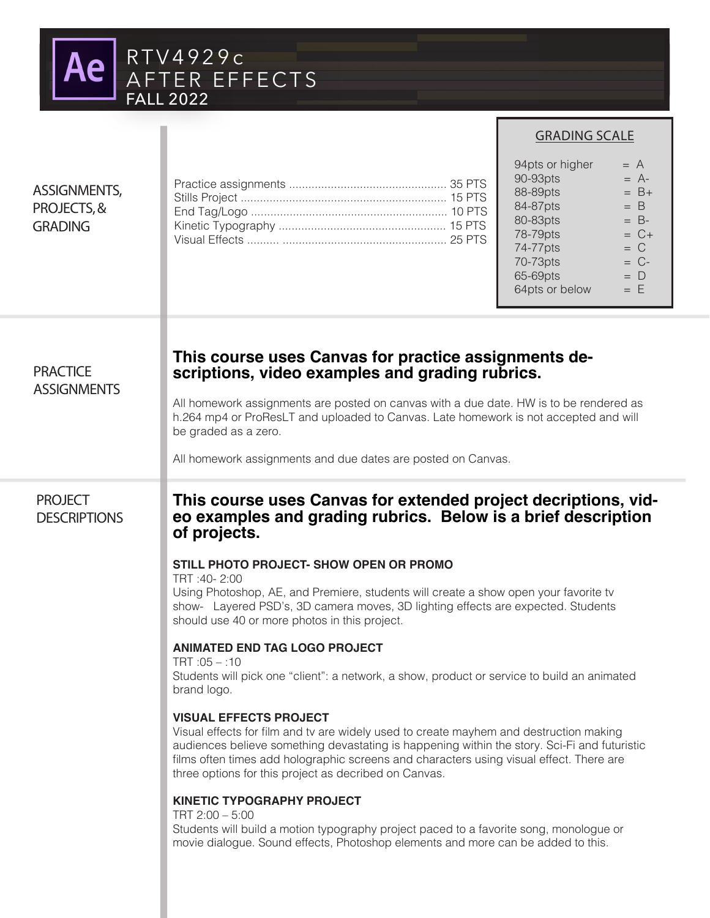# RTV4929c AFTER EFFECTS FALL 2022

## ASSIGNMENTS, PROJECTS, & GRADING

| Assignment | Points |
|---|---|
| Practice assignments | 35 PTS |
| Stills Project | 15 PTS |
| End Tag/Logo | 10 PTS |
| Kinetic Typography | 15 PTS |
| Visual Effects | 25 PTS |

### GRADING SCALE

| Points | Grade |
|---|---|
| 94pts or higher | = A |
| 90-93pts | = A- |
| 88-89pts | = B+ |
| 84-87pts | = B |
| 80-83pts | = B- |
| 78-79pts | = C+ |
| 74-77pts | = C |
| 70-73pts | = C- |
| 65-69pts | = D |
| 64pts or below | = E |

## PRACTICE ASSIGNMENTS

**This course uses Canvas for practice assignments descriptions, video examples and grading rubrics.**

All homework assignments are posted on canvas with a due date. HW is to be rendered as h.264 mp4 or ProResLT and uploaded to Canvas. Late homework is not accepted and will be graded as a zero.

All homework assignments and due dates are posted on Canvas.

## PROJECT DESCRIPTIONS

**This course uses Canvas for extended project decriptions, video examples and grading rubrics. Below is a brief description of projects.**

**STILL PHOTO PROJECT- SHOW OPEN OR PROMO**

TRT :40- 2:00

Using Photoshop, AE, and Premiere, students will create a show open your favorite tv show- Layered PSD's, 3D camera moves, 3D lighting effects are expected. Students should use 40 or more photos in this project.

**ANIMATED END TAG LOGO PROJECT**

TRT :05 – :10

Students will pick one "client": a network, a show, product or service to build an animated brand logo.

**VISUAL EFFECTS PROJECT**

Visual effects for film and tv are widely used to create mayhem and destruction making audiences believe something devastating is happening within the story. Sci-Fi and futuristic films often times add holographic screens and characters using visual effect. There are three options for this project as decribed on Canvas.

**KINETIC TYPOGRAPHY PROJECT**

TRT 2:00 – 5:00

Students will build a motion typography project paced to a favorite song, monologue or movie dialogue. Sound effects, Photoshop elements and more can be added to this.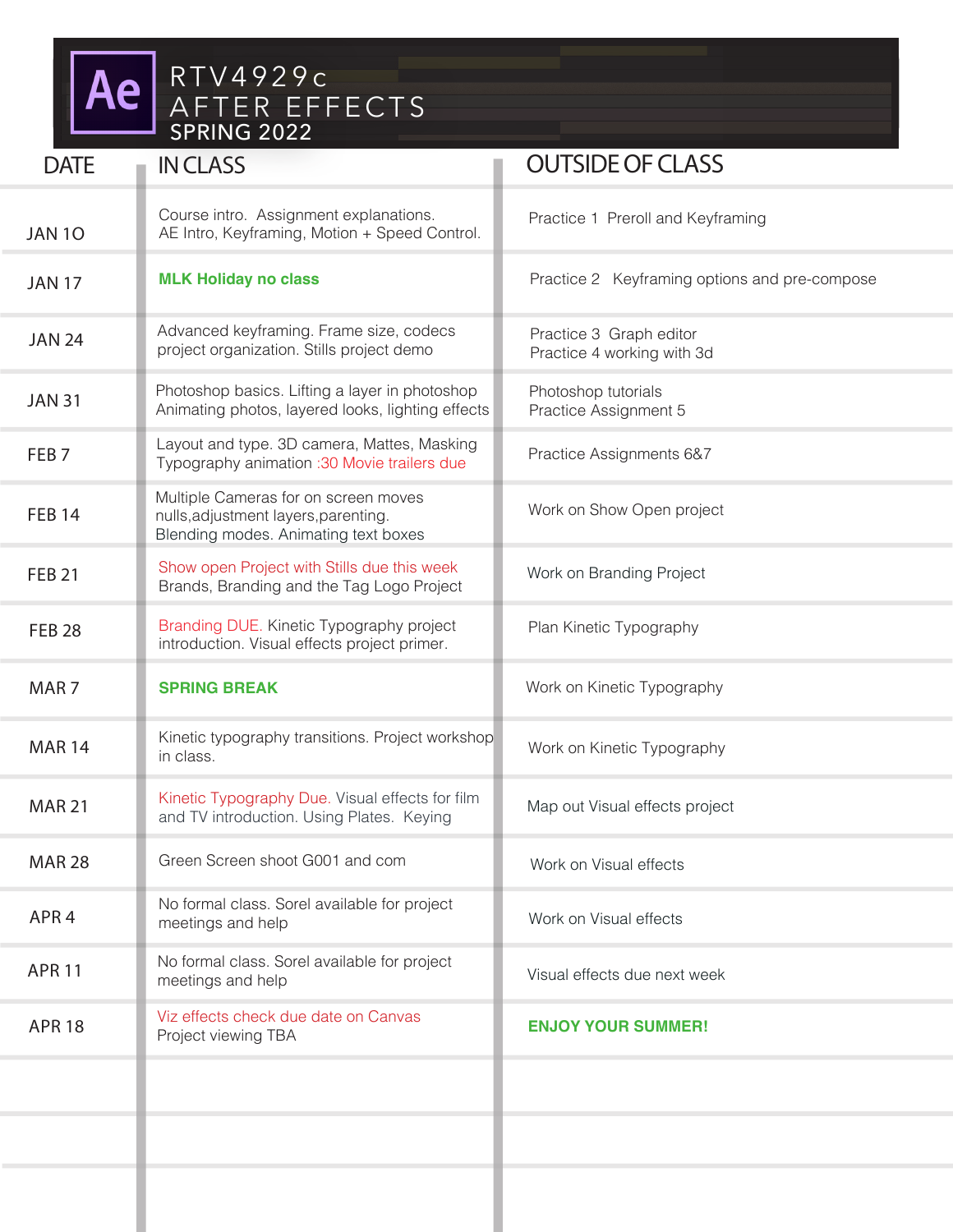# RTV4929c AFTER EFFECTS SPRING 2022

| DATE | IN CLASS | OUTSIDE OF CLASS |
|---|---|---|
| JAN 10 | Course intro. Assignment explanations. AE Intro, Keyframing, Motion + Speed Control. | Practice 1 Preroll and Keyframing |
| JAN 17 | **MLK Holiday no class** | Practice 2 Keyframing options and pre-compose |
| JAN 24 | Advanced keyframing. Frame size, codecs project organization. Stills project demo | Practice 3 Graph editor Practice 4 working with 3d |
| JAN 31 | Photoshop basics. Lifting a layer in photoshop Animating photos, layered looks, lighting effects | Photoshop tutorials Practice Assignment 5 |
| FEB 7 | Layout and type. 3D camera, Mattes, Masking Typography animation :30 Movie trailers due | Practice Assignments 6&7 |
| FEB 14 | Multiple Cameras for on screen moves nulls,adjustment layers,parenting. Blending modes. Animating text boxes | Work on Show Open project |
| FEB 21 | Show open Project with Stills due this week Brands, Branding and the Tag Logo Project | Work on Branding Project |
| FEB 28 | Branding DUE. Kinetic Typography project introduction. Visual effects project primer. | Plan Kinetic Typography |
| MAR 7 | **SPRING BREAK** | Work on Kinetic Typography |
| MAR 14 | Kinetic typography transitions. Project workshop in class. | Work on Kinetic Typography |
| MAR 21 | Kinetic Typography Due. Visual effects for film and TV introduction. Using Plates. Keying | Map out Visual effects project |
| MAR 28 | Green Screen shoot G001 and com | Work on Visual effects |
| APR 4 | No formal class. Sorel available for project meetings and help | Work on Visual effects |
| APR 11 | No formal class. Sorel available for project meetings and help | Visual effects due next week |
| APR 18 | Viz effects check due date on Canvas Project viewing TBA | **ENJOY YOUR SUMMER!** |